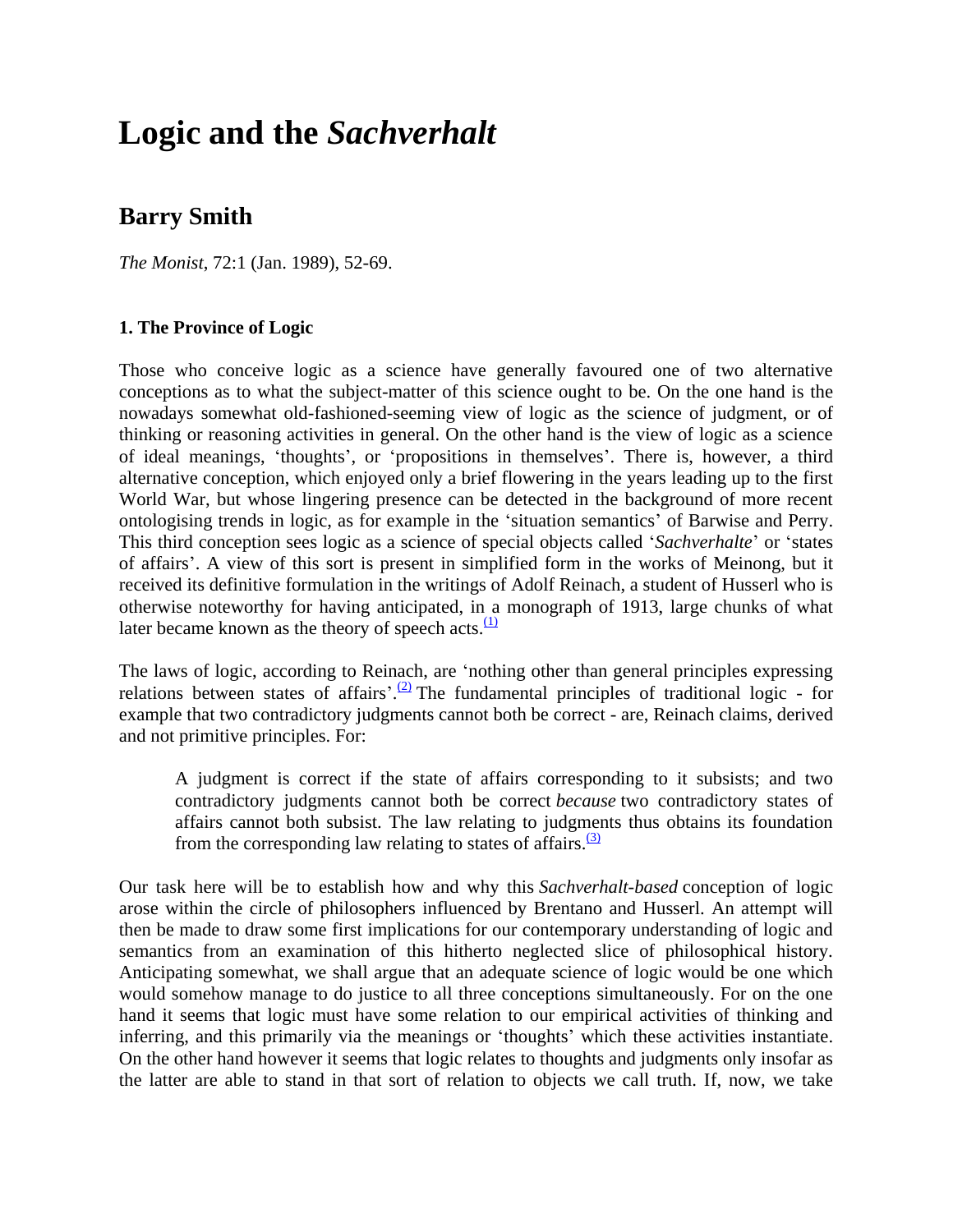# Logic and the *Sachverhalt*

## Barry Smith

*The Monist*, 72:1 (Jan. 1989), 52-69.

### 1. The Province of Logic

Those who conceive logic as a science have generally favoured one of two alternative conceptions as to what the subject-matter of this science ought to be. On the one hand is the nowadays somewhat old-fashioned-seeming view of logic as the science of judgment, or of thinking or reasoning activities in general. On the other hand is the view of logic as a science of ideal meanings, 'thoughts', or 'propositions in themselves'. There is, however, a third alternative conception, which enjoyed only a brief flowering in the years leading up to the first World War, but whose lingering presence can be detected in the background of more recent ontologising trends in logic, as for example in the 'situation semantics' of Barwise and Perry. This third conception sees logic as a science of special objects called '*Sachverhalte*' or 'states of affairs'. A view of this sort is present in simplified form in the works of Meinong, but it received its definitive formulation in the writings of Adolf Reinach, a student of Husserl who is otherwise noteworthy for having anticipated, in a monograph of 1913, large chunks of what later became known as the theory of speech acts.[(1)]

The laws of logic, according to Reinach, are 'nothing other than general principles expressing relations between states of affairs'.[(2)] The fundamental principles of traditional logic - for example that two contradictory judgments cannot both be correct - are, Reinach claims, derived and not primitive principles. For:

> A judgment is correct if the state of affairs corresponding to it subsists; and two contradictory judgments cannot both be correct *because* two contradictory states of affairs cannot both subsist. The law relating to judgments thus obtains its foundation from the corresponding law relating to states of affairs.[(3)]

Our task here will be to establish how and why this *Sachverhalt-based* conception of logic arose within the circle of philosophers influenced by Brentano and Husserl. An attempt will then be made to draw some first implications for our contemporary understanding of logic and semantics from an examination of this hitherto neglected slice of philosophical history. Anticipating somewhat, we shall argue that an adequate science of logic would be one which would somehow manage to do justice to all three conceptions simultaneously. For on the one hand it seems that logic must have some relation to our empirical activities of thinking and inferring, and this primarily via the meanings or 'thoughts' which these activities instantiate. On the other hand however it seems that logic relates to thoughts and judgments only insofar as the latter are able to stand in that sort of relation to objects we call truth. If, now, we take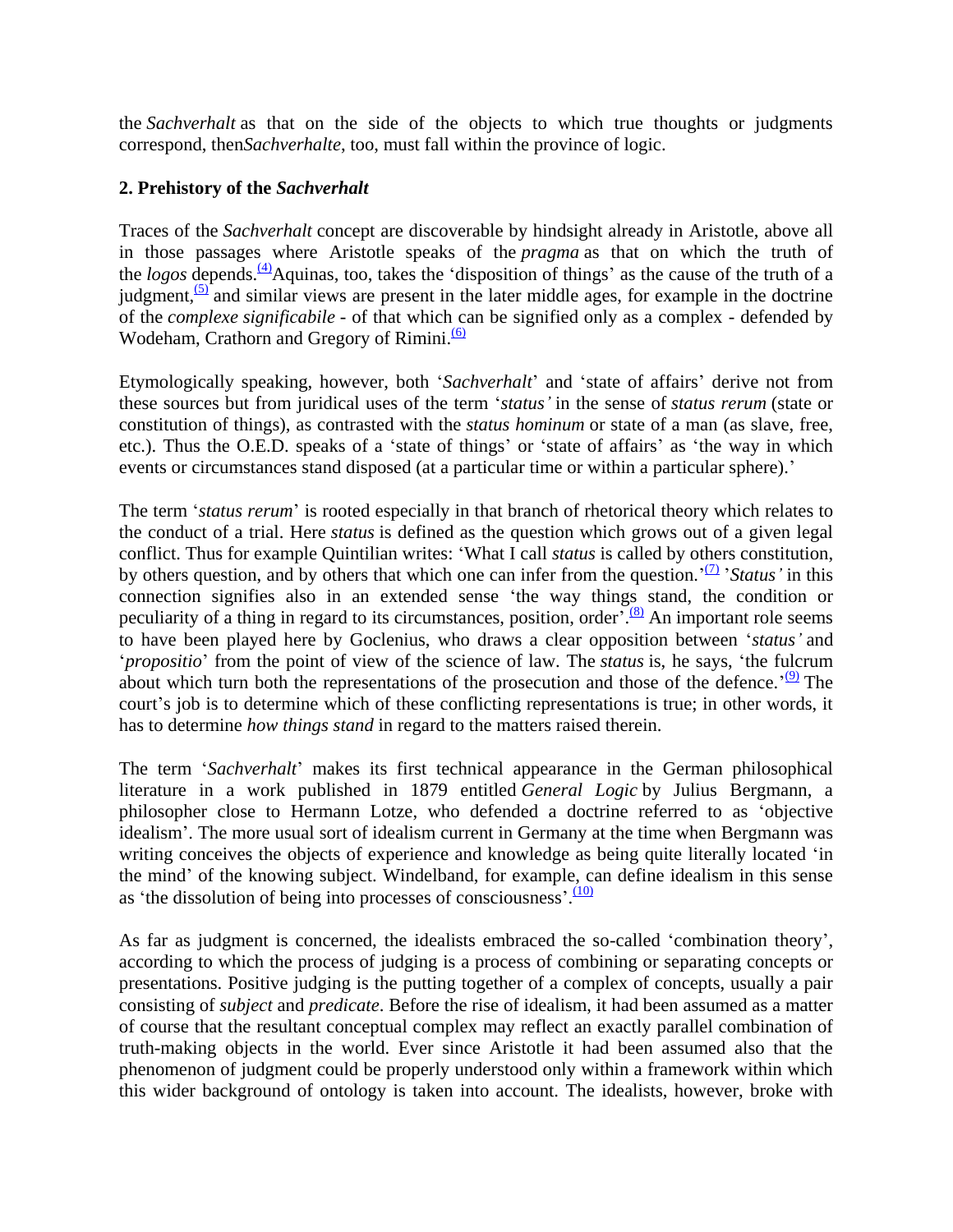the *Sachverhalt* as that on the side of the objects to which true thoughts or judgments correspond, then*Sachverhalte*, too, must fall within the province of logic.

**2. Prehistory of the *Sachverhalt***

Traces of the *Sachverhalt* concept are discoverable by hindsight already in Aristotle, above all in those passages where Aristotle speaks of the *pragma* as that on which the truth of the *logos* depends.[(4)]Aquinas, too, takes the 'disposition of things' as the cause of the truth of a judgment,[(5)] and similar views are present in the later middle ages, for example in the doctrine of the *complexe significabile* - of that which can be signified only as a complex - defended by Wodeham, Crathorn and Gregory of Rimini.[(6)]

Etymologically speaking, however, both '*Sachverhalt*' and 'state of affairs' derive not from these sources but from juridical uses of the term '*status'* in the sense of *status rerum* (state or constitution of things), as contrasted with the *status hominum* or state of a man (as slave, free, etc.). Thus the O.E.D. speaks of a 'state of things' or 'state of affairs' as 'the way in which events or circumstances stand disposed (at a particular time or within a particular sphere).'

The term '*status rerum*' is rooted especially in that branch of rhetorical theory which relates to the conduct of a trial. Here *status* is defined as the question which grows out of a given legal conflict. Thus for example Quintilian writes: 'What I call *status* is called by others constitution, by others question, and by others that which one can infer from the question.'[(7)] '*Status'* in this connection signifies also in an extended sense 'the way things stand, the condition or peculiarity of a thing in regard to its circumstances, position, order'.[(8)] An important role seems to have been played here by Goclenius, who draws a clear opposition between '*status'* and '*propositio*' from the point of view of the science of law. The *status* is, he says, 'the fulcrum about which turn both the representations of the prosecution and those of the defence.'[(9)] The court's job is to determine which of these conflicting representations is true; in other words, it has to determine *how things stand* in regard to the matters raised therein.

The term '*Sachverhalt*' makes its first technical appearance in the German philosophical literature in a work published in 1879 entitled *General Logic* by Julius Bergmann, a philosopher close to Hermann Lotze, who defended a doctrine referred to as 'objective idealism'. The more usual sort of idealism current in Germany at the time when Bergmann was writing conceives the objects of experience and knowledge as being quite literally located 'in the mind' of the knowing subject. Windelband, for example, can define idealism in this sense as 'the dissolution of being into processes of consciousness'.[(10)]

As far as judgment is concerned, the idealists embraced the so-called 'combination theory', according to which the process of judging is a process of combining or separating concepts or presentations. Positive judging is the putting together of a complex of concepts, usually a pair consisting of *subject* and *predicate*. Before the rise of idealism, it had been assumed as a matter of course that the resultant conceptual complex may reflect an exactly parallel combination of truth-making objects in the world. Ever since Aristotle it had been assumed also that the phenomenon of judgment could be properly understood only within a framework within which this wider background of ontology is taken into account. The idealists, however, broke with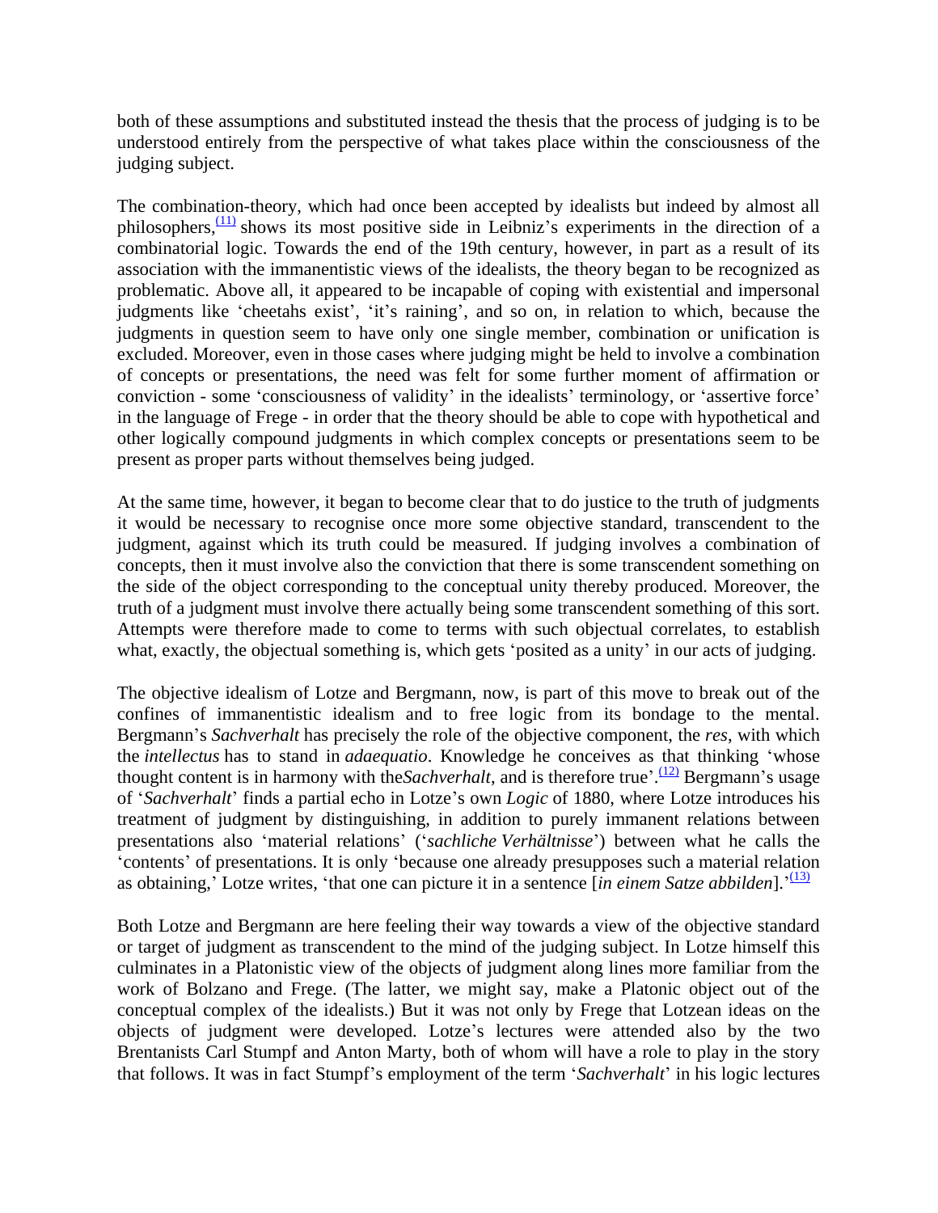both of these assumptions and substituted instead the thesis that the process of judging is to be understood entirely from the perspective of what takes place within the consciousness of the judging subject.

The combination-theory, which had once been accepted by idealists but indeed by almost all philosophers,[(11)] shows its most positive side in Leibniz's experiments in the direction of a combinatorial logic. Towards the end of the 19th century, however, in part as a result of its association with the immanentistic views of the idealists, the theory began to be recognized as problematic. Above all, it appeared to be incapable of coping with existential and impersonal judgments like 'cheetahs exist', 'it's raining', and so on, in relation to which, because the judgments in question seem to have only one single member, combination or unification is excluded. Moreover, even in those cases where judging might be held to involve a combination of concepts or presentations, the need was felt for some further moment of affirmation or conviction - some 'consciousness of validity' in the idealists' terminology, or 'assertive force' in the language of Frege - in order that the theory should be able to cope with hypothetical and other logically compound judgments in which complex concepts or presentations seem to be present as proper parts without themselves being judged.

At the same time, however, it began to become clear that to do justice to the truth of judgments it would be necessary to recognise once more some objective standard, transcendent to the judgment, against which its truth could be measured. If judging involves a combination of concepts, then it must involve also the conviction that there is some transcendent something on the side of the object corresponding to the conceptual unity thereby produced. Moreover, the truth of a judgment must involve there actually being some transcendent something of this sort. Attempts were therefore made to come to terms with such objectual correlates, to establish what, exactly, the objectual something is, which gets 'posited as a unity' in our acts of judging.

The objective idealism of Lotze and Bergmann, now, is part of this move to break out of the confines of immanentistic idealism and to free logic from its bondage to the mental. Bergmann's *Sachverhalt* has precisely the role of the objective component, the *res*, with which the *intellectus* has to stand in *adaequatio*. Knowledge he conceives as that thinking 'whose thought content is in harmony with the*Sachverhalt*, and is therefore true'.[(12)] Bergmann's usage of '*Sachverhalt*' finds a partial echo in Lotze's own *Logic* of 1880, where Lotze introduces his treatment of judgment by distinguishing, in addition to purely immanent relations between presentations also 'material relations' ('*sachliche Verhältnisse*') between what he calls the 'contents' of presentations. It is only 'because one already presupposes such a material relation as obtaining,' Lotze writes, 'that one can picture it in a sentence [*in einem Satze abbilden*].'[(13)]

Both Lotze and Bergmann are here feeling their way towards a view of the objective standard or target of judgment as transcendent to the mind of the judging subject. In Lotze himself this culminates in a Platonistic view of the objects of judgment along lines more familiar from the work of Bolzano and Frege. (The latter, we might say, make a Platonic object out of the conceptual complex of the idealists.) But it was not only by Frege that Lotzean ideas on the objects of judgment were developed. Lotze's lectures were attended also by the two Brentanists Carl Stumpf and Anton Marty, both of whom will have a role to play in the story that follows. It was in fact Stumpf's employment of the term '*Sachverhalt*' in his logic lectures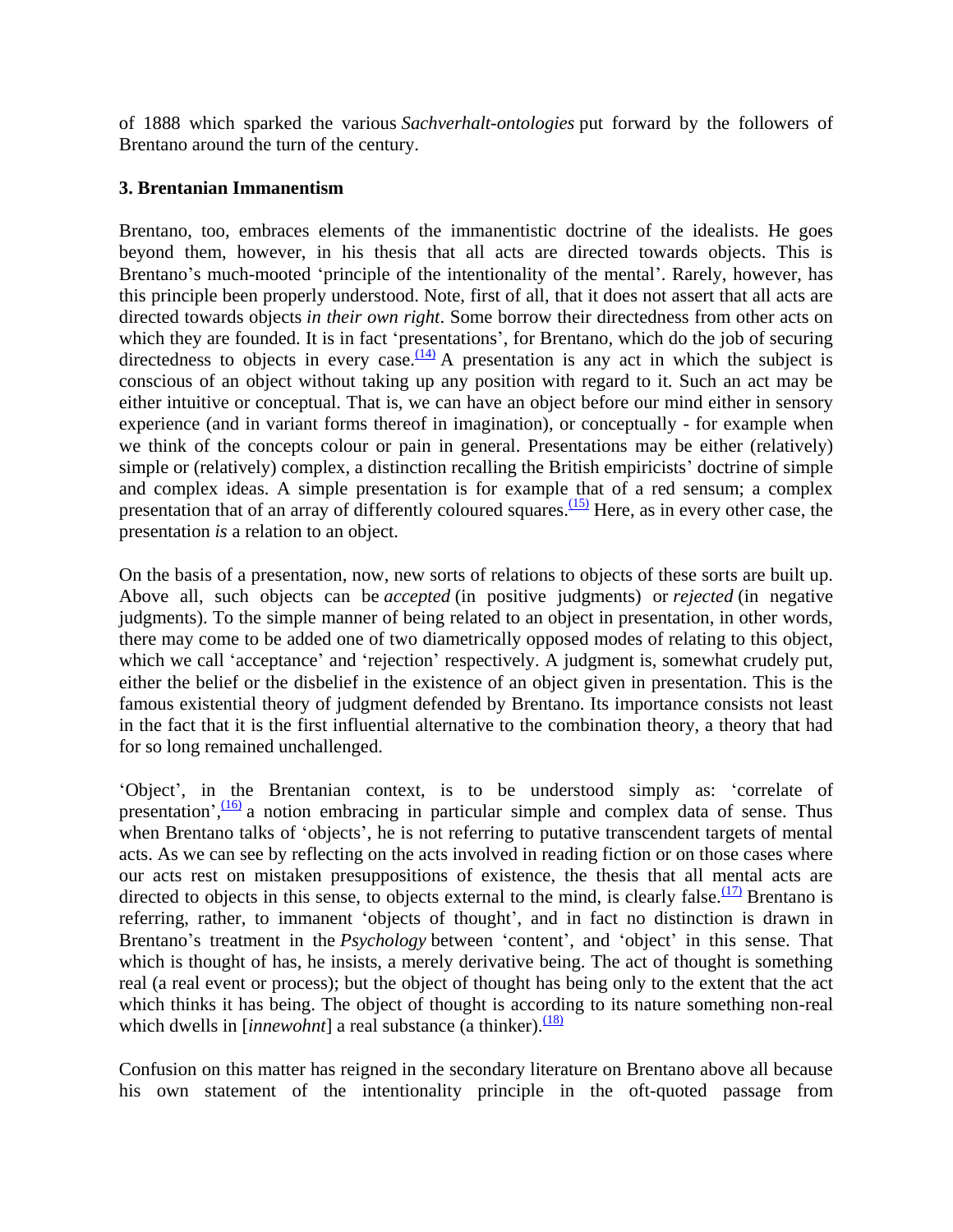of 1888 which sparked the various *Sachverhalt-ontologies* put forward by the followers of Brentano around the turn of the century.

### 3. Brentanian Immanentism

Brentano, too, embraces elements of the immanentistic doctrine of the idealists. He goes beyond them, however, in his thesis that all acts are directed towards objects. This is Brentano's much-mooted 'principle of the intentionality of the mental'. Rarely, however, has this principle been properly understood. Note, first of all, that it does not assert that all acts are directed towards objects *in their own right*. Some borrow their directedness from other acts on which they are founded. It is in fact 'presentations', for Brentano, which do the job of securing directedness to objects in every case.[(14)] A presentation is any act in which the subject is conscious of an object without taking up any position with regard to it. Such an act may be either intuitive or conceptual. That is, we can have an object before our mind either in sensory experience (and in variant forms thereof in imagination), or conceptually - for example when we think of the concepts colour or pain in general. Presentations may be either (relatively) simple or (relatively) complex, a distinction recalling the British empiricists' doctrine of simple and complex ideas. A simple presentation is for example that of a red sensum; a complex presentation that of an array of differently coloured squares.[(15)] Here, as in every other case, the presentation *is* a relation to an object.

On the basis of a presentation, now, new sorts of relations to objects of these sorts are built up. Above all, such objects can be *accepted* (in positive judgments) or *rejected* (in negative judgments). To the simple manner of being related to an object in presentation, in other words, there may come to be added one of two diametrically opposed modes of relating to this object, which we call 'acceptance' and 'rejection' respectively. A judgment is, somewhat crudely put, either the belief or the disbelief in the existence of an object given in presentation. This is the famous existential theory of judgment defended by Brentano. Its importance consists not least in the fact that it is the first influential alternative to the combination theory, a theory that had for so long remained unchallenged.

'Object', in the Brentanian context, is to be understood simply as: 'correlate of presentation',[(16)] a notion embracing in particular simple and complex data of sense. Thus when Brentano talks of 'objects', he is not referring to putative transcendent targets of mental acts. As we can see by reflecting on the acts involved in reading fiction or on those cases where our acts rest on mistaken presuppositions of existence, the thesis that all mental acts are directed to objects in this sense, to objects external to the mind, is clearly false.[(17)] Brentano is referring, rather, to immanent 'objects of thought', and in fact no distinction is drawn in Brentano's treatment in the *Psychology* between 'content', and 'object' in this sense. That which is thought of has, he insists, a merely derivative being. The act of thought is something real (a real event or process); but the object of thought has being only to the extent that the act which thinks it has being. The object of thought is according to its nature something non-real which dwells in [*innewohnt*] a real substance (a thinker).[(18)]

Confusion on this matter has reigned in the secondary literature on Brentano above all because his own statement of the intentionality principle in the oft-quoted passage from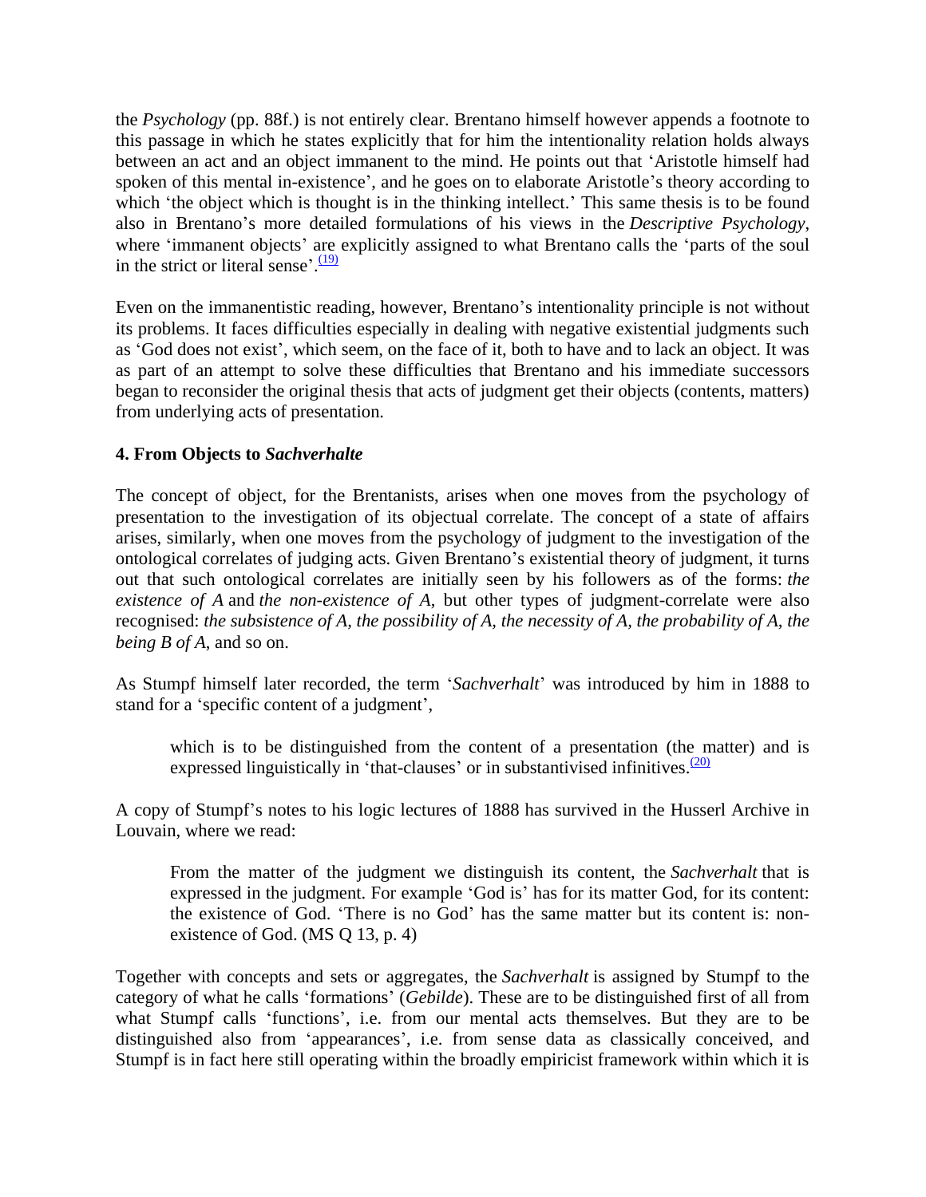the *Psychology* (pp. 88f.) is not entirely clear. Brentano himself however appends a footnote to this passage in which he states explicitly that for him the intentionality relation holds always between an act and an object immanent to the mind. He points out that 'Aristotle himself had spoken of this mental in-existence', and he goes on to elaborate Aristotle's theory according to which 'the object which is thought is in the thinking intellect.' This same thesis is to be found also in Brentano's more detailed formulations of his views in the *Descriptive Psychology*, where 'immanent objects' are explicitly assigned to what Brentano calls the 'parts of the soul in the strict or literal sense'.[(19)]

Even on the immanentistic reading, however, Brentano's intentionality principle is not without its problems. It faces difficulties especially in dealing with negative existential judgments such as 'God does not exist', which seem, on the face of it, both to have and to lack an object. It was as part of an attempt to solve these difficulties that Brentano and his immediate successors began to reconsider the original thesis that acts of judgment get their objects (contents, matters) from underlying acts of presentation.

### 4. From Objects to *Sachverhalte*

The concept of object, for the Brentanists, arises when one moves from the psychology of presentation to the investigation of its objectual correlate. The concept of a state of affairs arises, similarly, when one moves from the psychology of judgment to the investigation of the ontological correlates of judging acts. Given Brentano's existential theory of judgment, it turns out that such ontological correlates are initially seen by his followers as of the forms: *the existence of A* and *the non-existence of A*, but other types of judgment-correlate were also recognised: *the subsistence of A, the possibility of A, the necessity of A, the probability of A, the being B of A*, and so on.

As Stumpf himself later recorded, the term '*Sachverhalt*' was introduced by him in 1888 to stand for a 'specific content of a judgment',

> which is to be distinguished from the content of a presentation (the matter) and is expressed linguistically in 'that-clauses' or in substantivised infinitives.[(20)]

A copy of Stumpf's notes to his logic lectures of 1888 has survived in the Husserl Archive in Louvain, where we read:

> From the matter of the judgment we distinguish its content, the *Sachverhalt* that is expressed in the judgment. For example 'God is' has for its matter God, for its content: the existence of God. 'There is no God' has the same matter but its content is: non-existence of God. (MS Q 13, p. 4)

Together with concepts and sets or aggregates, the *Sachverhalt* is assigned by Stumpf to the category of what he calls 'formations' (*Gebilde*). These are to be distinguished first of all from what Stumpf calls 'functions', i.e. from our mental acts themselves. But they are to be distinguished also from 'appearances', i.e. from sense data as classically conceived, and Stumpf is in fact here still operating within the broadly empiricist framework within which it is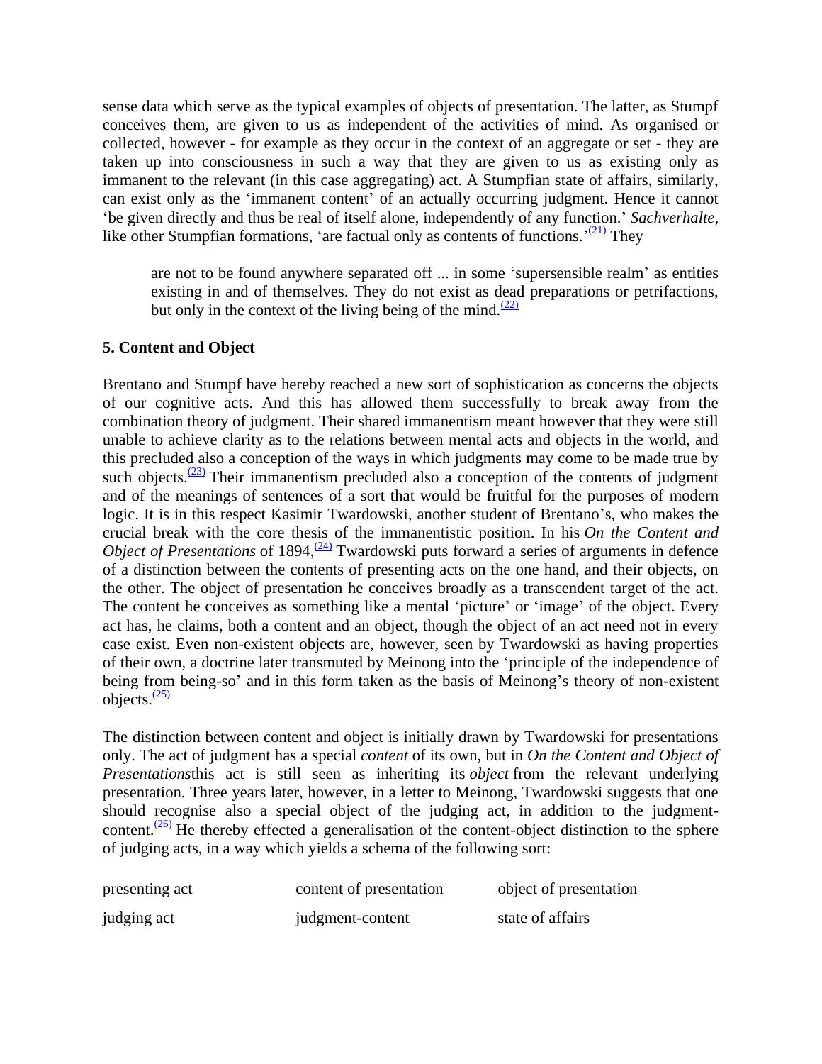sense data which serve as the typical examples of objects of presentation. The latter, as Stumpf conceives them, are given to us as independent of the activities of mind. As organised or collected, however - for example as they occur in the context of an aggregate or set - they are taken up into consciousness in such a way that they are given to us as existing only as immanent to the relevant (in this case aggregating) act. A Stumpfian state of affairs, similarly, can exist only as the 'immanent content' of an actually occurring judgment. Hence it cannot 'be given directly and thus be real of itself alone, independently of any function.' *Sachverhalte*, like other Stumpfian formations, 'are factual only as contents of functions.'[(21)] They

> are not to be found anywhere separated off ... in some 'supersensible realm' as entities existing in and of themselves. They do not exist as dead preparations or petrifactions, but only in the context of the living being of the mind.[(22)]

### 5. Content and Object

Brentano and Stumpf have hereby reached a new sort of sophistication as concerns the objects of our cognitive acts. And this has allowed them successfully to break away from the combination theory of judgment. Their shared immanentism meant however that they were still unable to achieve clarity as to the relations between mental acts and objects in the world, and this precluded also a conception of the ways in which judgments may come to be made true by such objects.[(23)] Their immanentism precluded also a conception of the contents of judgment and of the meanings of sentences of a sort that would be fruitful for the purposes of modern logic. It is in this respect Kasimir Twardowski, another student of Brentano's, who makes the crucial break with the core thesis of the immanentistic position. In his *On the Content and Object of Presentations* of 1894,[(24)] Twardowski puts forward a series of arguments in defence of a distinction between the contents of presenting acts on the one hand, and their objects, on the other. The object of presentation he conceives broadly as a transcendent target of the act. The content he conceives as something like a mental 'picture' or 'image' of the object. Every act has, he claims, both a content and an object, though the object of an act need not in every case exist. Even non-existent objects are, however, seen by Twardowski as having properties of their own, a doctrine later transmuted by Meinong into the 'principle of the independence of being from being-so' and in this form taken as the basis of Meinong's theory of non-existent objects.[(25)]

The distinction between content and object is initially drawn by Twardowski for presentations only. The act of judgment has a special *content* of its own, but in *On the Content and Object of Presentations*this act is still seen as inheriting its *object* from the relevant underlying presentation. Three years later, however, in a letter to Meinong, Twardowski suggests that one should recognise also a special object of the judging act, in addition to the judgment-content.[(26)] He thereby effected a generalisation of the content-object distinction to the sphere of judging acts, in a way which yields a schema of the following sort:

| | | |
|---|---|---|
| presenting act | content of presentation | object of presentation |
| judging act | judgment-content | state of affairs |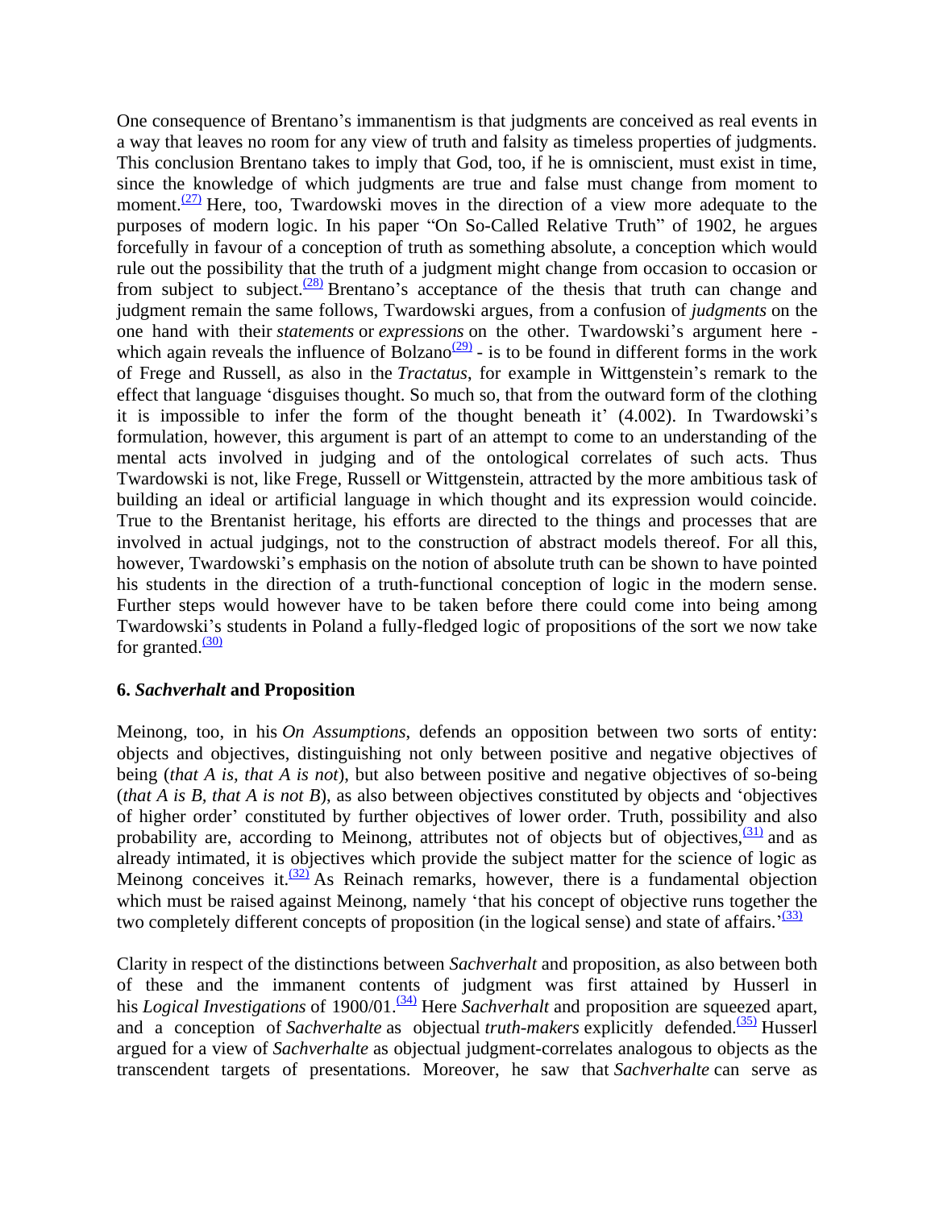One consequence of Brentano's immanentism is that judgments are conceived as real events in a way that leaves no room for any view of truth and falsity as timeless properties of judgments. This conclusion Brentano takes to imply that God, too, if he is omniscient, must exist in time, since the knowledge of which judgments are true and false must change from moment to moment.[(27)] Here, too, Twardowski moves in the direction of a view more adequate to the purposes of modern logic. In his paper "On So-Called Relative Truth" of 1902, he argues forcefully in favour of a conception of truth as something absolute, a conception which would rule out the possibility that the truth of a judgment might change from occasion to occasion or from subject to subject.[(28)] Brentano's acceptance of the thesis that truth can change and judgment remain the same follows, Twardowski argues, from a confusion of *judgments* on the one hand with their *statements* or *expressions* on the other. Twardowski's argument here - which again reveals the influence of Bolzano[(29)] - is to be found in different forms in the work of Frege and Russell, as also in the *Tractatus*, for example in Wittgenstein's remark to the effect that language 'disguises thought. So much so, that from the outward form of the clothing it is impossible to infer the form of the thought beneath it' (4.002). In Twardowski's formulation, however, this argument is part of an attempt to come to an understanding of the mental acts involved in judging and of the ontological correlates of such acts. Thus Twardowski is not, like Frege, Russell or Wittgenstein, attracted by the more ambitious task of building an ideal or artificial language in which thought and its expression would coincide. True to the Brentanist heritage, his efforts are directed to the things and processes that are involved in actual judgings, not to the construction of abstract models thereof. For all this, however, Twardowski's emphasis on the notion of absolute truth can be shown to have pointed his students in the direction of a truth-functional conception of logic in the modern sense. Further steps would however have to be taken before there could come into being among Twardowski's students in Poland a fully-fledged logic of propositions of the sort we now take for granted.[(30)]

### 6. *Sachverhalt* and Proposition

Meinong, too, in his *On Assumptions*, defends an opposition between two sorts of entity: objects and objectives, distinguishing not only between positive and negative objectives of being (*that A is, that A is not*), but also between positive and negative objectives of so-being (*that A is B, that A is not B*), as also between objectives constituted by objects and 'objectives of higher order' constituted by further objectives of lower order. Truth, possibility and also probability are, according to Meinong, attributes not of objects but of objectives,[(31)] and as already intimated, it is objectives which provide the subject matter for the science of logic as Meinong conceives it.[(32)] As Reinach remarks, however, there is a fundamental objection which must be raised against Meinong, namely 'that his concept of objective runs together the two completely different concepts of proposition (in the logical sense) and state of affairs.'[(33)]

Clarity in respect of the distinctions between *Sachverhalt* and proposition, as also between both of these and the immanent contents of judgment was first attained by Husserl in his *Logical Investigations* of 1900/01.[(34)] Here *Sachverhalt* and proposition are squeezed apart, and a conception of *Sachverhalte* as objectual *truth-makers* explicitly defended.[(35)] Husserl argued for a view of *Sachverhalte* as objectual judgment-correlates analogous to objects as the transcendent targets of presentations. Moreover, he saw that *Sachverhalte* can serve as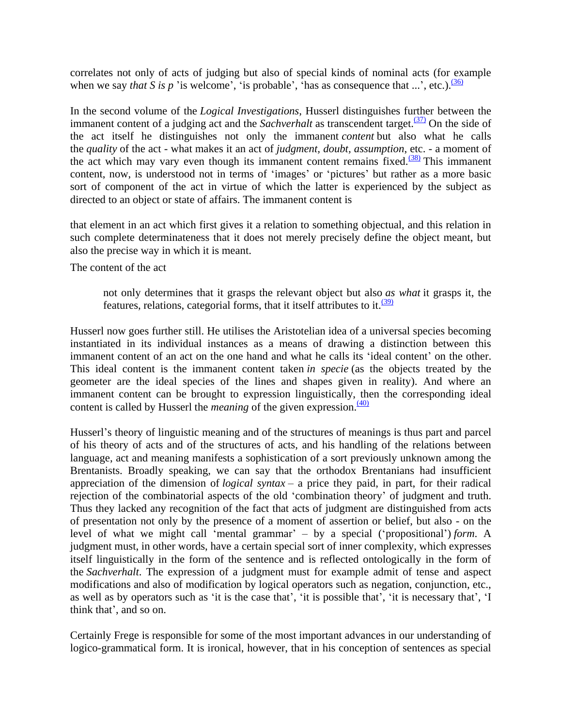correlates not only of acts of judging but also of special kinds of nominal acts (for example when we say *that S is p* 'is welcome', 'is probable', 'has as consequence that ...', etc.).[(36)]

In the second volume of the *Logical Investigations*, Husserl distinguishes further between the immanent content of a judging act and the *Sachverhalt* as transcendent target.[(37)] On the side of the act itself he distinguishes not only the immanent *content* but also what he calls the *quality* of the act - what makes it an act of *judgment, doubt, assumption*, etc. - a moment of the act which may vary even though its immanent content remains fixed.[(38)] This immanent content, now, is understood not in terms of 'images' or 'pictures' but rather as a more basic sort of component of the act in virtue of which the latter is experienced by the subject as directed to an object or state of affairs. The immanent content is

that element in an act which first gives it a relation to something objectual, and this relation in such complete determinateness that it does not merely precisely define the object meant, but also the precise way in which it is meant.

The content of the act

> not only determines that it grasps the relevant object but also *as what* it grasps it, the features, relations, categorial forms, that it itself attributes to it.[(39)]

Husserl now goes further still. He utilises the Aristotelian idea of a universal species becoming instantiated in its individual instances as a means of drawing a distinction between this immanent content of an act on the one hand and what he calls its 'ideal content' on the other. This ideal content is the immanent content taken *in specie* (as the objects treated by the geometer are the ideal species of the lines and shapes given in reality). And where an immanent content can be brought to expression linguistically, then the corresponding ideal content is called by Husserl the *meaning* of the given expression.[(40)]

Husserl's theory of linguistic meaning and of the structures of meanings is thus part and parcel of his theory of acts and of the structures of acts, and his handling of the relations between language, act and meaning manifests a sophistication of a sort previously unknown among the Brentanists. Broadly speaking, we can say that the orthodox Brentanians had insufficient appreciation of the dimension of *logical syntax* – a price they paid, in part, for their radical rejection of the combinatorial aspects of the old 'combination theory' of judgment and truth. Thus they lacked any recognition of the fact that acts of judgment are distinguished from acts of presentation not only by the presence of a moment of assertion or belief, but also - on the level of what we might call 'mental grammar' – by a special ('propositional') *form*. A judgment must, in other words, have a certain special sort of inner complexity, which expresses itself linguistically in the form of the sentence and is reflected ontologically in the form of the *Sachverhalt*. The expression of a judgment must for example admit of tense and aspect modifications and also of modification by logical operators such as negation, conjunction, etc., as well as by operators such as 'it is the case that', 'it is possible that', 'it is necessary that', 'I think that', and so on.

Certainly Frege is responsible for some of the most important advances in our understanding of logico-grammatical form. It is ironical, however, that in his conception of sentences as special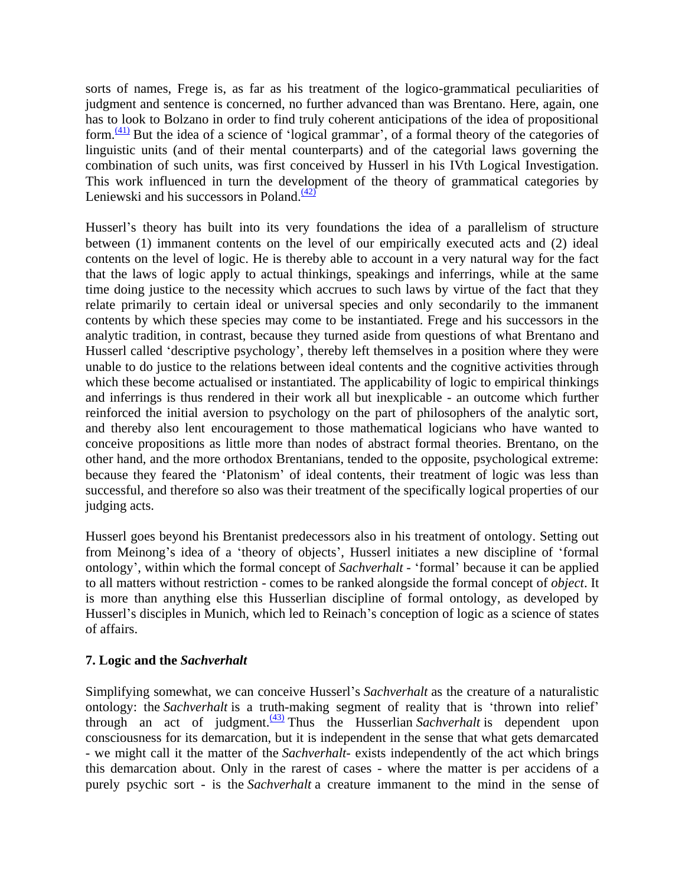sorts of names, Frege is, as far as his treatment of the logico-grammatical peculiarities of judgment and sentence is concerned, no further advanced than was Brentano. Here, again, one has to look to Bolzano in order to find truly coherent anticipations of the idea of propositional form.[(41)] But the idea of a science of 'logical grammar', of a formal theory of the categories of linguistic units (and of their mental counterparts) and of the categorial laws governing the combination of such units, was first conceived by Husserl in his IVth Logical Investigation. This work influenced in turn the development of the theory of grammatical categories by Leniewski and his successors in Poland.[(42)]

Husserl's theory has built into its very foundations the idea of a parallelism of structure between (1) immanent contents on the level of our empirically executed acts and (2) ideal contents on the level of logic. He is thereby able to account in a very natural way for the fact that the laws of logic apply to actual thinkings, speakings and inferrings, while at the same time doing justice to the necessity which accrues to such laws by virtue of the fact that they relate primarily to certain ideal or universal species and only secondarily to the immanent contents by which these species may come to be instantiated. Frege and his successors in the analytic tradition, in contrast, because they turned aside from questions of what Brentano and Husserl called 'descriptive psychology', thereby left themselves in a position where they were unable to do justice to the relations between ideal contents and the cognitive activities through which these become actualised or instantiated. The applicability of logic to empirical thinkings and inferrings is thus rendered in their work all but inexplicable - an outcome which further reinforced the initial aversion to psychology on the part of philosophers of the analytic sort, and thereby also lent encouragement to those mathematical logicians who have wanted to conceive propositions as little more than nodes of abstract formal theories. Brentano, on the other hand, and the more orthodox Brentanians, tended to the opposite, psychological extreme: because they feared the 'Platonism' of ideal contents, their treatment of logic was less than successful, and therefore so also was their treatment of the specifically logical properties of our judging acts.

Husserl goes beyond his Brentanist predecessors also in his treatment of ontology. Setting out from Meinong's idea of a 'theory of objects', Husserl initiates a new discipline of 'formal ontology', within which the formal concept of *Sachverhalt* - 'formal' because it can be applied to all matters without restriction - comes to be ranked alongside the formal concept of *object*. It is more than anything else this Husserlian discipline of formal ontology, as developed by Husserl's disciples in Munich, which led to Reinach's conception of logic as a science of states of affairs.

### 7. Logic and the *Sachverhalt*

Simplifying somewhat, we can conceive Husserl's *Sachverhalt* as the creature of a naturalistic ontology: the *Sachverhalt* is a truth-making segment of reality that is 'thrown into relief' through an act of judgment.[(43)] Thus the Husserlian *Sachverhalt* is dependent upon consciousness for its demarcation, but it is independent in the sense that what gets demarcated - we might call it the matter of the *Sachverhalt*- exists independently of the act which brings this demarcation about. Only in the rarest of cases - where the matter is per accidens of a purely psychic sort - is the *Sachverhalt* a creature immanent to the mind in the sense of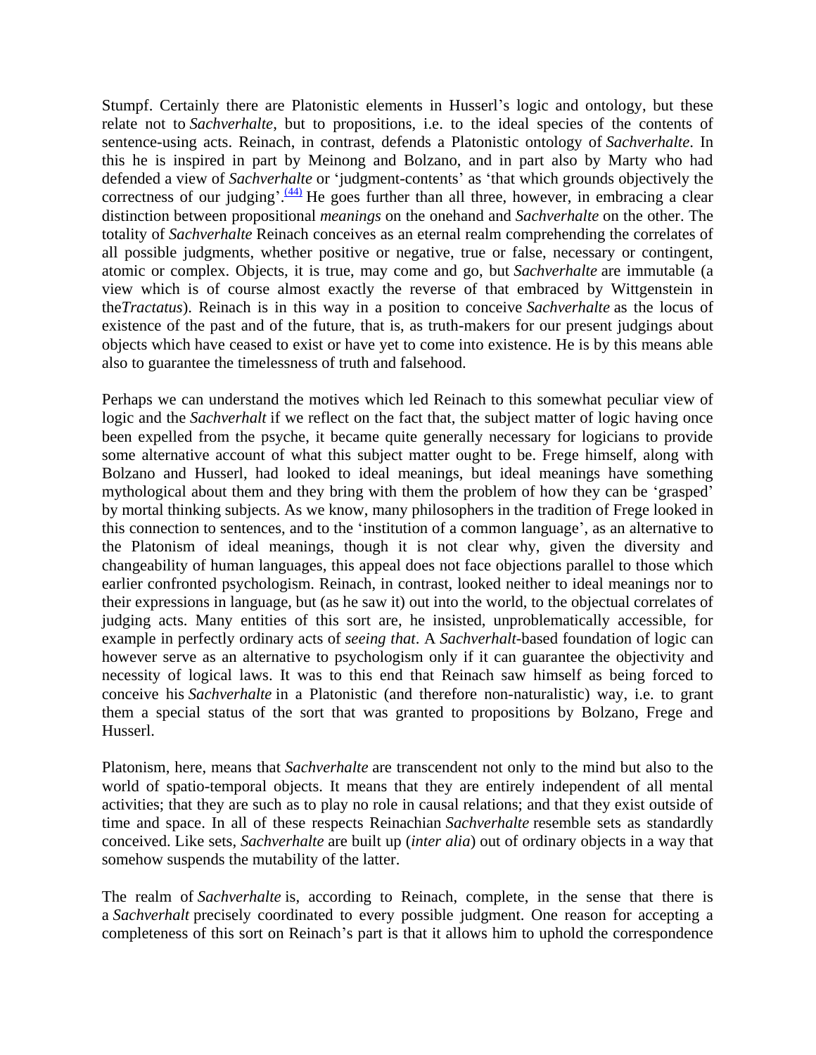Stumpf. Certainly there are Platonistic elements in Husserl's logic and ontology, but these relate not to *Sachverhalte*, but to propositions, i.e. to the ideal species of the contents of sentence-using acts. Reinach, in contrast, defends a Platonistic ontology of *Sachverhalte*. In this he is inspired in part by Meinong and Bolzano, and in part also by Marty who had defended a view of *Sachverhalte* or 'judgment-contents' as 'that which grounds objectively the correctness of our judging'.[(44)] He goes further than all three, however, in embracing a clear distinction between propositional *meanings* on the onehand and *Sachverhalte* on the other. The totality of *Sachverhalte* Reinach conceives as an eternal realm comprehending the correlates of all possible judgments, whether positive or negative, true or false, necessary or contingent, atomic or complex. Objects, it is true, may come and go, but *Sachverhalte* are immutable (a view which is of course almost exactly the reverse of that embraced by Wittgenstein in the*Tractatus*). Reinach is in this way in a position to conceive *Sachverhalte* as the locus of existence of the past and of the future, that is, as truth-makers for our present judgings about objects which have ceased to exist or have yet to come into existence. He is by this means able also to guarantee the timelessness of truth and falsehood.

Perhaps we can understand the motives which led Reinach to this somewhat peculiar view of logic and the *Sachverhalt* if we reflect on the fact that, the subject matter of logic having once been expelled from the psyche, it became quite generally necessary for logicians to provide some alternative account of what this subject matter ought to be. Frege himself, along with Bolzano and Husserl, had looked to ideal meanings, but ideal meanings have something mythological about them and they bring with them the problem of how they can be 'grasped' by mortal thinking subjects. As we know, many philosophers in the tradition of Frege looked in this connection to sentences, and to the 'institution of a common language', as an alternative to the Platonism of ideal meanings, though it is not clear why, given the diversity and changeability of human languages, this appeal does not face objections parallel to those which earlier confronted psychologism. Reinach, in contrast, looked neither to ideal meanings nor to their expressions in language, but (as he saw it) out into the world, to the objectual correlates of judging acts. Many entities of this sort are, he insisted, unproblematically accessible, for example in perfectly ordinary acts of *seeing that*. A *Sachverhalt*-based foundation of logic can however serve as an alternative to psychologism only if it can guarantee the objectivity and necessity of logical laws. It was to this end that Reinach saw himself as being forced to conceive his *Sachverhalte* in a Platonistic (and therefore non-naturalistic) way, i.e. to grant them a special status of the sort that was granted to propositions by Bolzano, Frege and Husserl.

Platonism, here, means that *Sachverhalte* are transcendent not only to the mind but also to the world of spatio-temporal objects. It means that they are entirely independent of all mental activities; that they are such as to play no role in causal relations; and that they exist outside of time and space. In all of these respects Reinachian *Sachverhalte* resemble sets as standardly conceived. Like sets, *Sachverhalte* are built up (*inter alia*) out of ordinary objects in a way that somehow suspends the mutability of the latter.

The realm of *Sachverhalte* is, according to Reinach, complete, in the sense that there is a *Sachverhalt* precisely coordinated to every possible judgment. One reason for accepting a completeness of this sort on Reinach's part is that it allows him to uphold the correspondence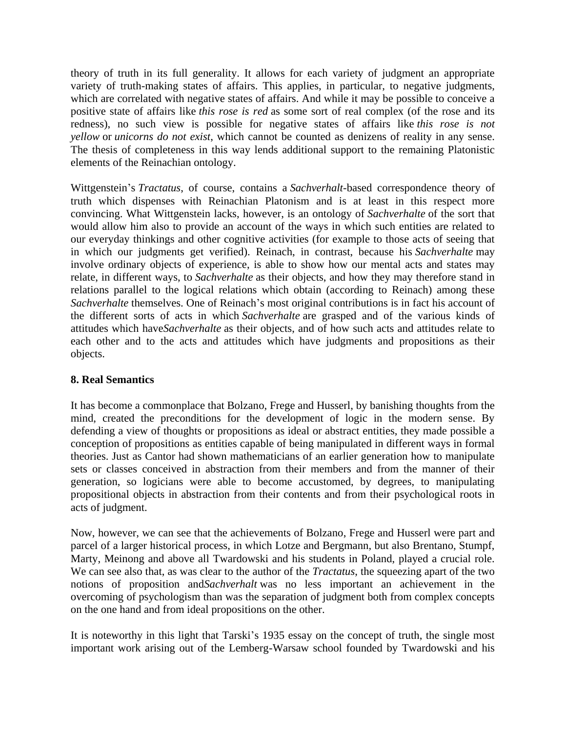theory of truth in its full generality. It allows for each variety of judgment an appropriate variety of truth-making states of affairs. This applies, in particular, to negative judgments, which are correlated with negative states of affairs. And while it may be possible to conceive a positive state of affairs like *this rose is red* as some sort of real complex (of the rose and its redness), no such view is possible for negative states of affairs like *this rose is not yellow* or *unicorns do not exist*, which cannot be counted as denizens of reality in any sense. The thesis of completeness in this way lends additional support to the remaining Platonistic elements of the Reinachian ontology.

Wittgenstein's *Tractatus*, of course, contains a *Sachverhalt*-based correspondence theory of truth which dispenses with Reinachian Platonism and is at least in this respect more convincing. What Wittgenstein lacks, however, is an ontology of *Sachverhalte* of the sort that would allow him also to provide an account of the ways in which such entities are related to our everyday thinkings and other cognitive activities (for example to those acts of seeing that in which our judgments get verified). Reinach, in contrast, because his *Sachverhalte* may involve ordinary objects of experience, is able to show how our mental acts and states may relate, in different ways, to *Sachverhalte* as their objects, and how they may therefore stand in relations parallel to the logical relations which obtain (according to Reinach) among these *Sachverhalte* themselves. One of Reinach's most original contributions is in fact his account of the different sorts of acts in which *Sachverhalte* are grasped and of the various kinds of attitudes which have*Sachverhalte* as their objects, and of how such acts and attitudes relate to each other and to the acts and attitudes which have judgments and propositions as their objects.

## 8. Real Semantics

It has become a commonplace that Bolzano, Frege and Husserl, by banishing thoughts from the mind, created the preconditions for the development of logic in the modern sense. By defending a view of thoughts or propositions as ideal or abstract entities, they made possible a conception of propositions as entities capable of being manipulated in different ways in formal theories. Just as Cantor had shown mathematicians of an earlier generation how to manipulate sets or classes conceived in abstraction from their members and from the manner of their generation, so logicians were able to become accustomed, by degrees, to manipulating propositional objects in abstraction from their contents and from their psychological roots in acts of judgment.

Now, however, we can see that the achievements of Bolzano, Frege and Husserl were part and parcel of a larger historical process, in which Lotze and Bergmann, but also Brentano, Stumpf, Marty, Meinong and above all Twardowski and his students in Poland, played a crucial role. We can see also that, as was clear to the author of the *Tractatus*, the squeezing apart of the two notions of proposition and*Sachverhalt* was no less important an achievement in the overcoming of psychologism than was the separation of judgment both from complex concepts on the one hand and from ideal propositions on the other.

It is noteworthy in this light that Tarski's 1935 essay on the concept of truth, the single most important work arising out of the Lemberg-Warsaw school founded by Twardowski and his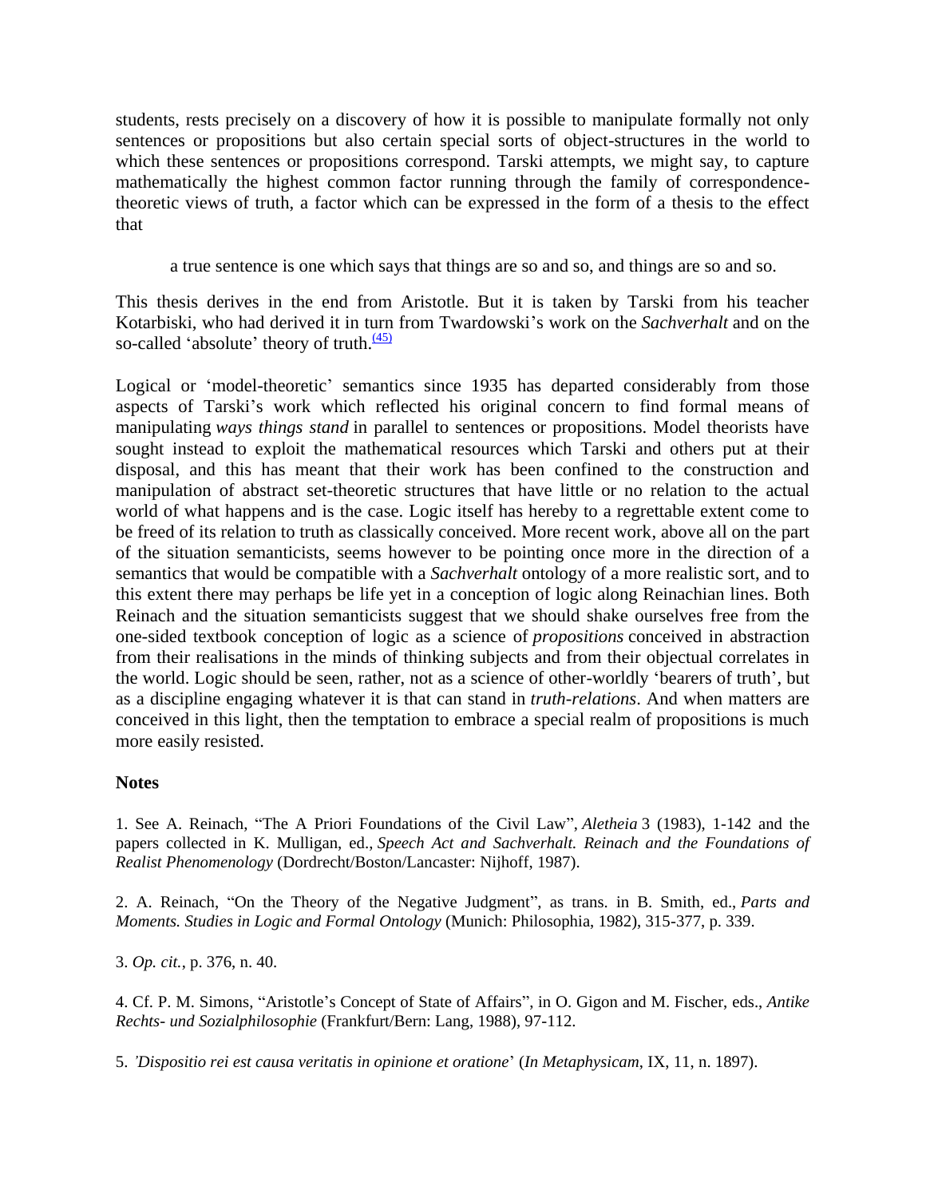students, rests precisely on a discovery of how it is possible to manipulate formally not only sentences or propositions but also certain special sorts of object-structures in the world to which these sentences or propositions correspond. Tarski attempts, we might say, to capture mathematically the highest common factor running through the family of correspondence-theoretic views of truth, a factor which can be expressed in the form of a thesis to the effect that

> a true sentence is one which says that things are so and so, and things are so and so.

This thesis derives in the end from Aristotle. But it is taken by Tarski from his teacher Kotarbiski, who had derived it in turn from Twardowski's work on the *Sachverhalt* and on the so-called 'absolute' theory of truth.[(45)]

Logical or 'model-theoretic' semantics since 1935 has departed considerably from those aspects of Tarski's work which reflected his original concern to find formal means of manipulating *ways things stand* in parallel to sentences or propositions. Model theorists have sought instead to exploit the mathematical resources which Tarski and others put at their disposal, and this has meant that their work has been confined to the construction and manipulation of abstract set-theoretic structures that have little or no relation to the actual world of what happens and is the case. Logic itself has hereby to a regrettable extent come to be freed of its relation to truth as classically conceived. More recent work, above all on the part of the situation semanticists, seems however to be pointing once more in the direction of a semantics that would be compatible with a *Sachverhalt* ontology of a more realistic sort, and to this extent there may perhaps be life yet in a conception of logic along Reinachian lines. Both Reinach and the situation semanticists suggest that we should shake ourselves free from the one-sided textbook conception of logic as a science of *propositions* conceived in abstraction from their realisations in the minds of thinking subjects and from their objectual correlates in the world. Logic should be seen, rather, not as a science of other-worldly 'bearers of truth', but as a discipline engaging whatever it is that can stand in *truth-relations*. And when matters are conceived in this light, then the temptation to embrace a special realm of propositions is much more easily resisted.

**Notes**

1. See A. Reinach, "The A Priori Foundations of the Civil Law", *Aletheia* 3 (1983), 1-142 and the papers collected in K. Mulligan, ed., *Speech Act and Sachverhalt. Reinach and the Foundations of Realist Phenomenology* (Dordrecht/Boston/Lancaster: Nijhoff, 1987).

2. A. Reinach, "On the Theory of the Negative Judgment", as trans. in B. Smith, ed., *Parts and Moments. Studies in Logic and Formal Ontology* (Munich: Philosophia, 1982), 315-377, p. 339.

3. *Op. cit.*, p. 376, n. 40.

4. Cf. P. M. Simons, "Aristotle's Concept of State of Affairs", in O. Gigon and M. Fischer, eds., *Antike Rechts- und Sozialphilosophie* (Frankfurt/Bern: Lang, 1988), 97-112.

5. *'Dispositio rei est causa veritatis in opinione et oratione*' (*In Metaphysicam*, IX, 11, n. 1897).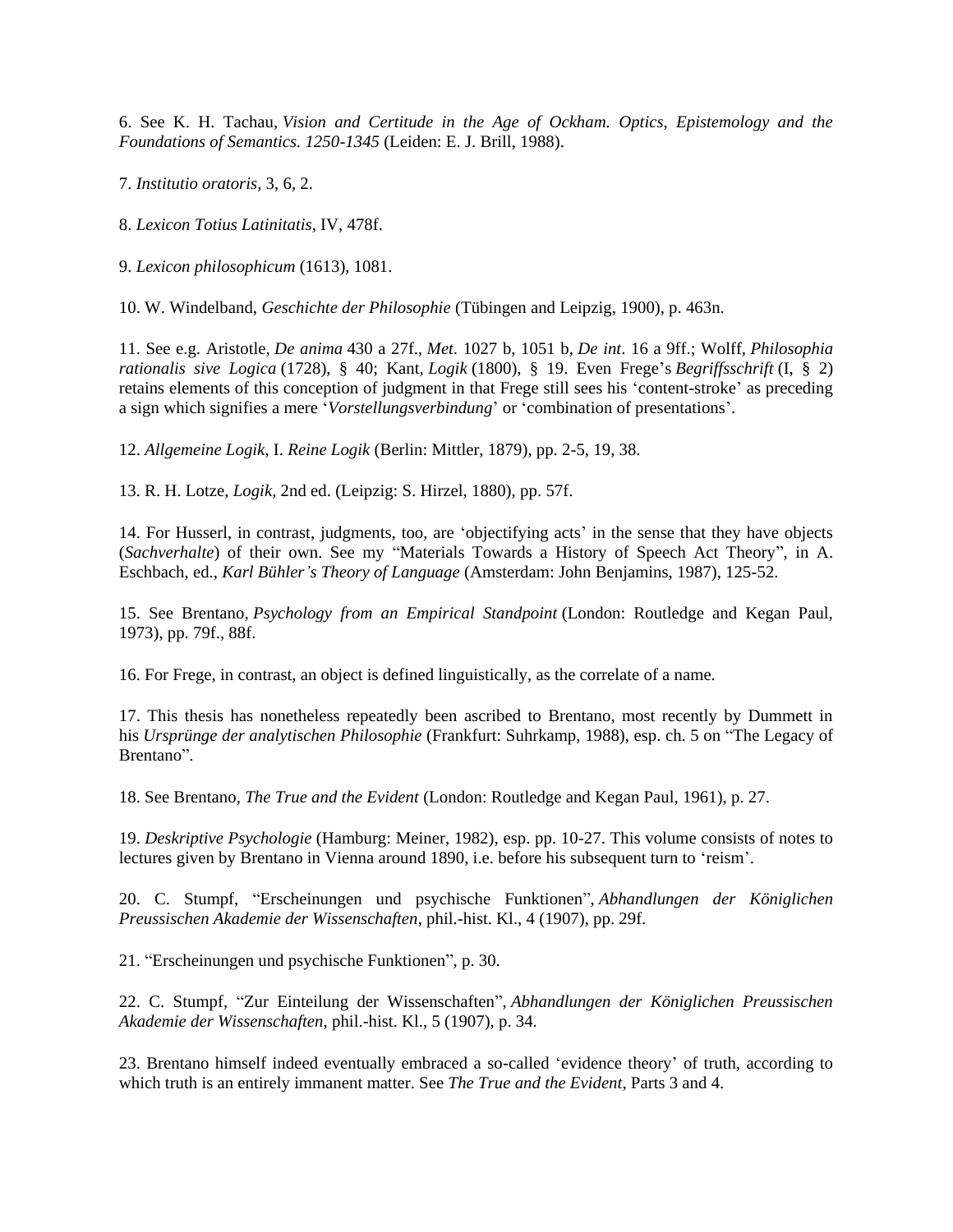6. See K. H. Tachau, *Vision and Certitude in the Age of Ockham. Optics, Epistemology and the Foundations of Semantics. 1250-1345* (Leiden: E. J. Brill, 1988).

7. *Institutio oratoris*, 3, 6, 2.

8. *Lexicon Totius Latinitatis*, IV, 478f.

9. *Lexicon philosophicum* (1613), 1081.

10. W. Windelband, *Geschichte der Philosophie* (Tübingen and Leipzig, 1900), p. 463n.

11. See e.g. Aristotle, *De anima* 430 a 27f., *Met*. 1027 b, 1051 b, *De int*. 16 a 9ff.; Wolff, *Philosophia rationalis sive Logica* (1728), § 40; Kant, *Logik* (1800), § 19. Even Frege's *Begriffsschrift* (I, § 2) retains elements of this conception of judgment in that Frege still sees his 'content-stroke' as preceding a sign which signifies a mere '*Vorstellungsverbindung*' or 'combination of presentations'.

12. *Allgemeine Logik*, I. *Reine Logik* (Berlin: Mittler, 1879), pp. 2-5, 19, 38.

13. R. H. Lotze, *Logik*, 2nd ed. (Leipzig: S. Hirzel, 1880), pp. 57f.

14. For Husserl, in contrast, judgments, too, are 'objectifying acts' in the sense that they have objects (*Sachverhalte*) of their own. See my "Materials Towards a History of Speech Act Theory", in A. Eschbach, ed., *Karl Bühler's Theory of Language* (Amsterdam: John Benjamins, 1987), 125-52.

15. See Brentano, *Psychology from an Empirical Standpoint* (London: Routledge and Kegan Paul, 1973), pp. 79f., 88f.

16. For Frege, in contrast, an object is defined linguistically, as the correlate of a name.

17. This thesis has nonetheless repeatedly been ascribed to Brentano, most recently by Dummett in his *Ursprünge der analytischen Philosophie* (Frankfurt: Suhrkamp, 1988), esp. ch. 5 on "The Legacy of Brentano".

18. See Brentano, *The True and the Evident* (London: Routledge and Kegan Paul, 1961), p. 27.

19. *Deskriptive Psychologie* (Hamburg: Meiner, 1982), esp. pp. 10-27. This volume consists of notes to lectures given by Brentano in Vienna around 1890, i.e. before his subsequent turn to 'reism'.

20. C. Stumpf, "Erscheinungen und psychische Funktionen", *Abhandlungen der Königlichen Preussischen Akademie der Wissenschaften*, phil.-hist. Kl., 4 (1907), pp. 29f.

21. "Erscheinungen und psychische Funktionen", p. 30.

22. C. Stumpf, "Zur Einteilung der Wissenschaften", *Abhandlungen der Königlichen Preussischen Akademie der Wissenschaften*, phil.-hist. Kl., 5 (1907), p. 34.

23. Brentano himself indeed eventually embraced a so-called 'evidence theory' of truth, according to which truth is an entirely immanent matter. See *The True and the Evident*, Parts 3 and 4.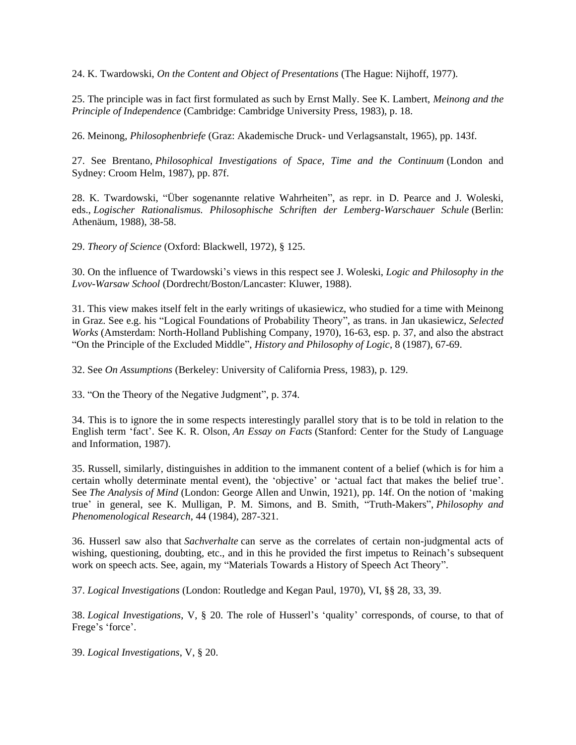24. K. Twardowski, *On the Content and Object of Presentations* (The Hague: Nijhoff, 1977).

25. The principle was in fact first formulated as such by Ernst Mally. See K. Lambert, *Meinong and the Principle of Independence* (Cambridge: Cambridge University Press, 1983), p. 18.

26. Meinong, *Philosophenbriefe* (Graz: Akademische Druck- und Verlagsanstalt, 1965), pp. 143f.

27. See Brentano, *Philosophical Investigations of Space, Time and the Continuum* (London and Sydney: Croom Helm, 1987), pp. 87f.

28. K. Twardowski, "Über sogenannte relative Wahrheiten", as repr. in D. Pearce and J. Woleski, eds., *Logischer Rationalismus. Philosophische Schriften der Lemberg-Warschauer Schule* (Berlin: Athenäum, 1988), 38-58.

29. *Theory of Science* (Oxford: Blackwell, 1972), § 125.

30. On the influence of Twardowski's views in this respect see J. Woleski, *Logic and Philosophy in the Lvov-Warsaw School* (Dordrecht/Boston/Lancaster: Kluwer, 1988).

31. This view makes itself felt in the early writings of ukasiewicz, who studied for a time with Meinong in Graz. See e.g. his "Logical Foundations of Probability Theory", as trans. in Jan ukasiewicz, *Selected Works* (Amsterdam: North-Holland Publishing Company, 1970), 16-63, esp. p. 37, and also the abstract "On the Principle of the Excluded Middle", *History and Philosophy of Logic*, 8 (1987), 67-69.

32. See *On Assumptions* (Berkeley: University of California Press, 1983), p. 129.

33. "On the Theory of the Negative Judgment", p. 374.

34. This is to ignore the in some respects interestingly parallel story that is to be told in relation to the English term 'fact'. See K. R. Olson, *An Essay on Facts* (Stanford: Center for the Study of Language and Information, 1987).

35. Russell, similarly, distinguishes in addition to the immanent content of a belief (which is for him a certain wholly determinate mental event), the 'objective' or 'actual fact that makes the belief true'. See *The Analysis of Mind* (London: George Allen and Unwin, 1921), pp. 14f. On the notion of 'making true' in general, see K. Mulligan, P. M. Simons, and B. Smith, "Truth-Makers", *Philosophy and Phenomenological Research*, 44 (1984), 287-321.

36. Husserl saw also that *Sachverhalte* can serve as the correlates of certain non-judgmental acts of wishing, questioning, doubting, etc., and in this he provided the first impetus to Reinach's subsequent work on speech acts. See, again, my "Materials Towards a History of Speech Act Theory".

37. *Logical Investigations* (London: Routledge and Kegan Paul, 1970), VI, §§ 28, 33, 39.

38. *Logical Investigations*, V, § 20. The role of Husserl's 'quality' corresponds, of course, to that of Frege's 'force'.

39. *Logical Investigations*, V, § 20.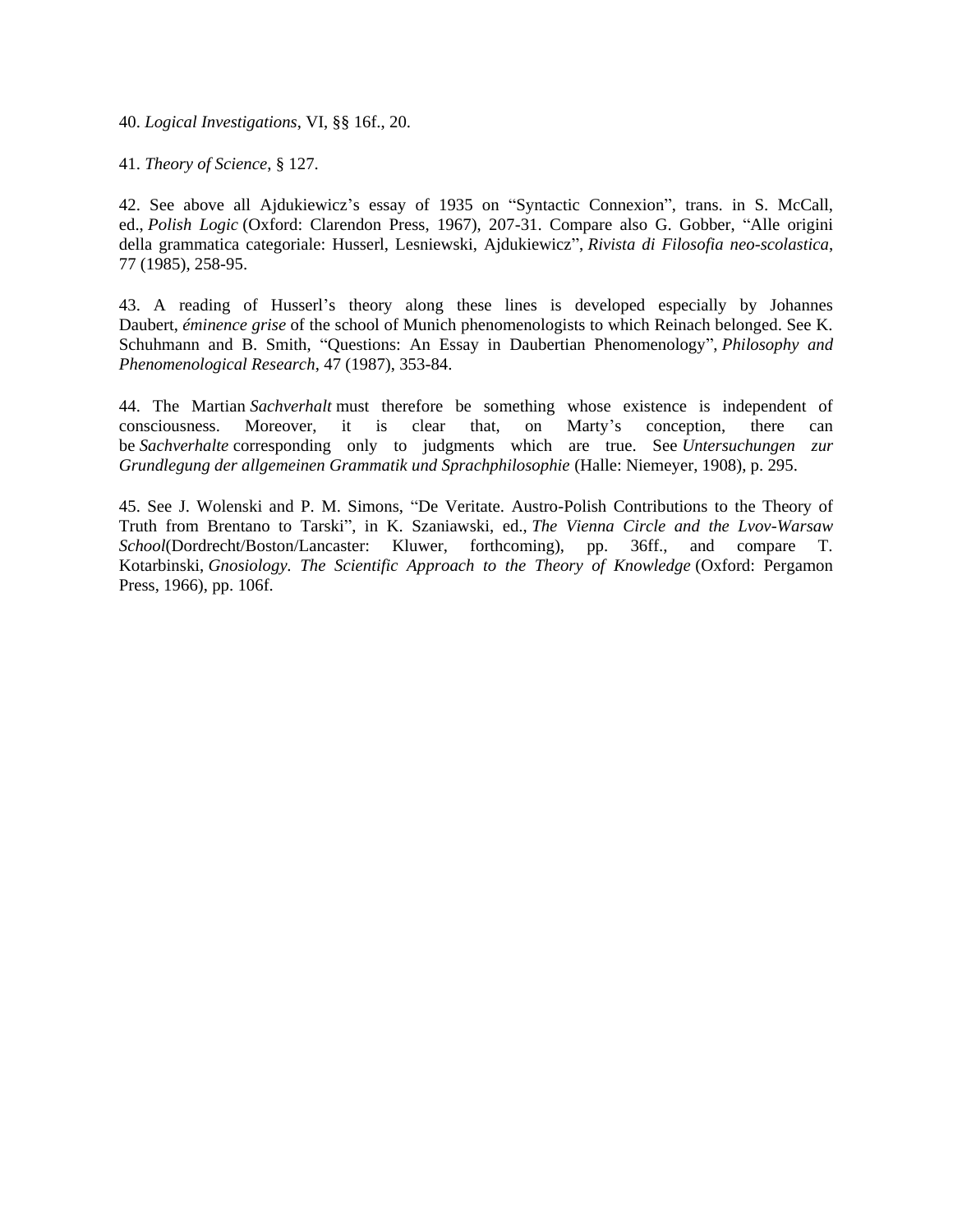40. *Logical Investigations*, VI, §§ 16f., 20.

41. *Theory of Science*, § 127.

42. See above all Ajdukiewicz's essay of 1935 on "Syntactic Connexion", trans. in S. McCall, ed., *Polish Logic* (Oxford: Clarendon Press, 1967), 207-31. Compare also G. Gobber, "Alle origini della grammatica categoriale: Husserl, Lesniewski, Ajdukiewicz", *Rivista di Filosofia neo-scolastica*, 77 (1985), 258-95.

43. A reading of Husserl's theory along these lines is developed especially by Johannes Daubert, *éminence grise* of the school of Munich phenomenologists to which Reinach belonged. See K. Schuhmann and B. Smith, "Questions: An Essay in Daubertian Phenomenology", *Philosophy and Phenomenological Research*, 47 (1987), 353-84.

44. The Martian *Sachverhalt* must therefore be something whose existence is independent of consciousness. Moreover, it is clear that, on Marty's conception, there can be *Sachverhalte* corresponding only to judgments which are true. See *Untersuchungen zur Grundlegung der allgemeinen Grammatik und Sprachphilosophie* (Halle: Niemeyer, 1908), p. 295.

45. See J. Wolenski and P. M. Simons, "De Veritate. Austro-Polish Contributions to the Theory of Truth from Brentano to Tarski", in K. Szaniawski, ed., *The Vienna Circle and the Lvov-Warsaw School*(Dordrecht/Boston/Lancaster: Kluwer, forthcoming), pp. 36ff., and compare T. Kotarbinski, *Gnosiology. The Scientific Approach to the Theory of Knowledge* (Oxford: Pergamon Press, 1966), pp. 106f.